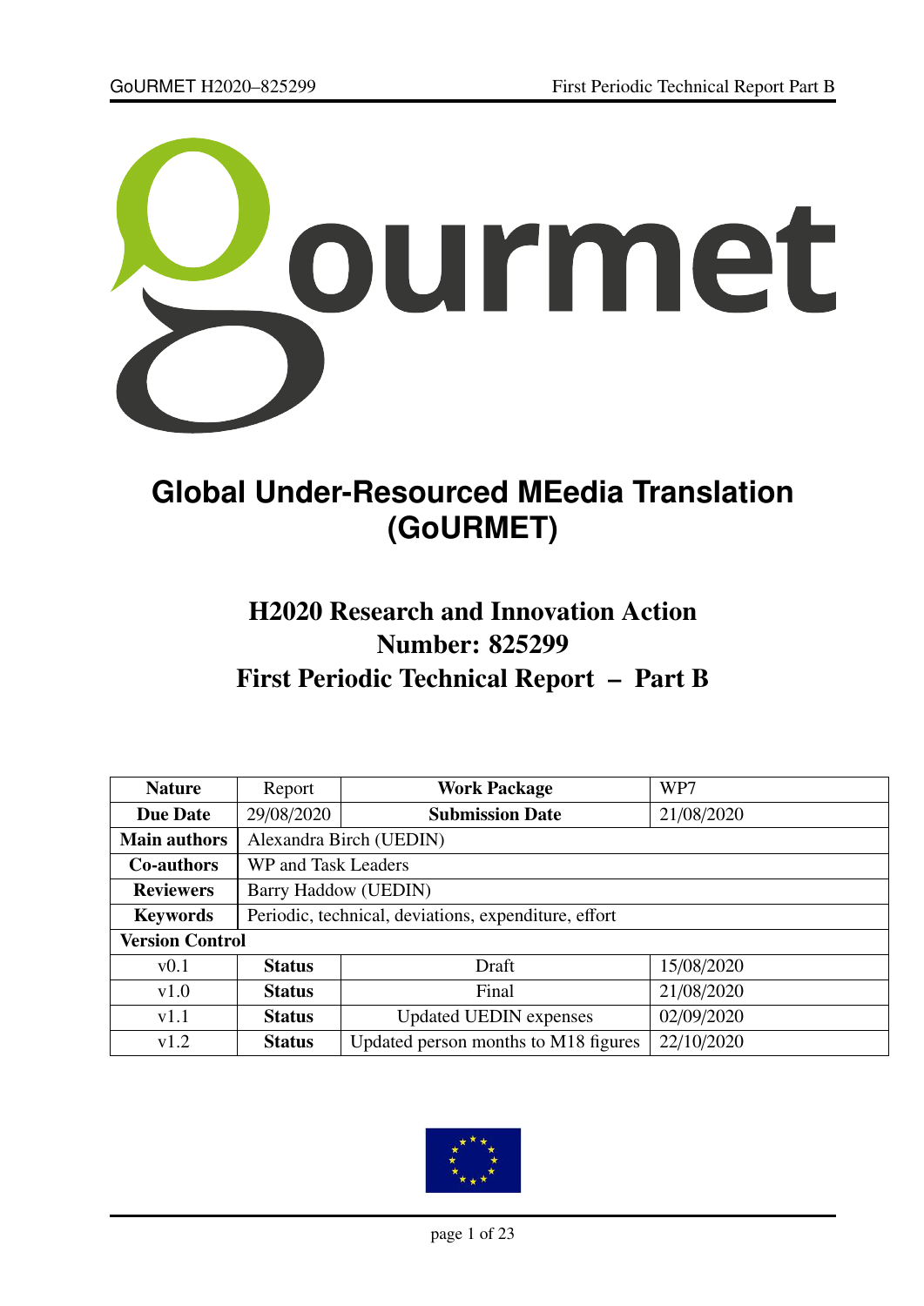# Global Under-Resourced MEedia Translation (GoURMET)

## H2020 Research and Innovation Action
## Number: 825299
## First Periodic Technical Report – Part B

| Nature | Report | Work Package | WP7 |
|---|---|---|---|
| **Due Date** | 29/08/2020 | **Submission Date** | 21/08/2020 |
| **Main authors** | Alexandra Birch (UEDIN) | | |
| **Co-authors** | WP and Task Leaders | | |
| **Reviewers** | Barry Haddow (UEDIN) | | |
| **Keywords** | Periodic, technical, deviations, expenditure, effort | | |
| **Version Control** | | | |
| v0.1 | **Status** | Draft | 15/08/2020 |
| v1.0 | **Status** | Final | 21/08/2020 |
| v1.1 | **Status** | Updated UEDIN expenses | 02/09/2020 |
| v1.2 | **Status** | Updated person months to M18 figures | 22/10/2020 |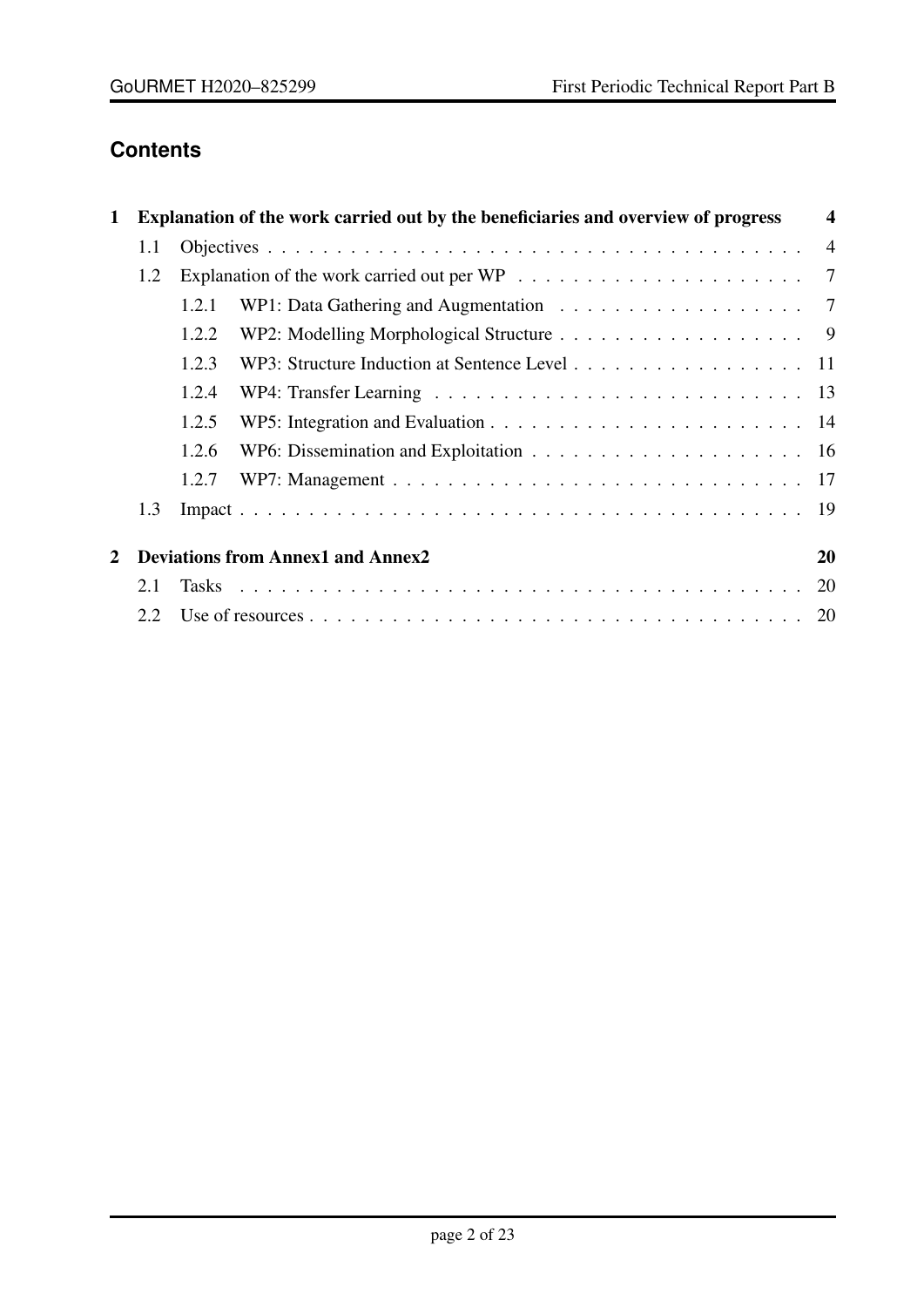# Contents

**1 Explanation of the work carried out by the beneficiaries and overview of progress** — **4**

- 1.1 Objectives — 4
- 1.2 Explanation of the work carried out per WP — 7
  - 1.2.1 WP1: Data Gathering and Augmentation — 7
  - 1.2.2 WP2: Modelling Morphological Structure — 9
  - 1.2.3 WP3: Structure Induction at Sentence Level — 11
  - 1.2.4 WP4: Transfer Learning — 13
  - 1.2.5 WP5: Integration and Evaluation — 14
  - 1.2.6 WP6: Dissemination and Exploitation — 16
  - 1.2.7 WP7: Management — 17
- 1.3 Impact — 19

**2 Deviations from Annex1 and Annex2** — **20**

- 2.1 Tasks — 20
- 2.2 Use of resources — 20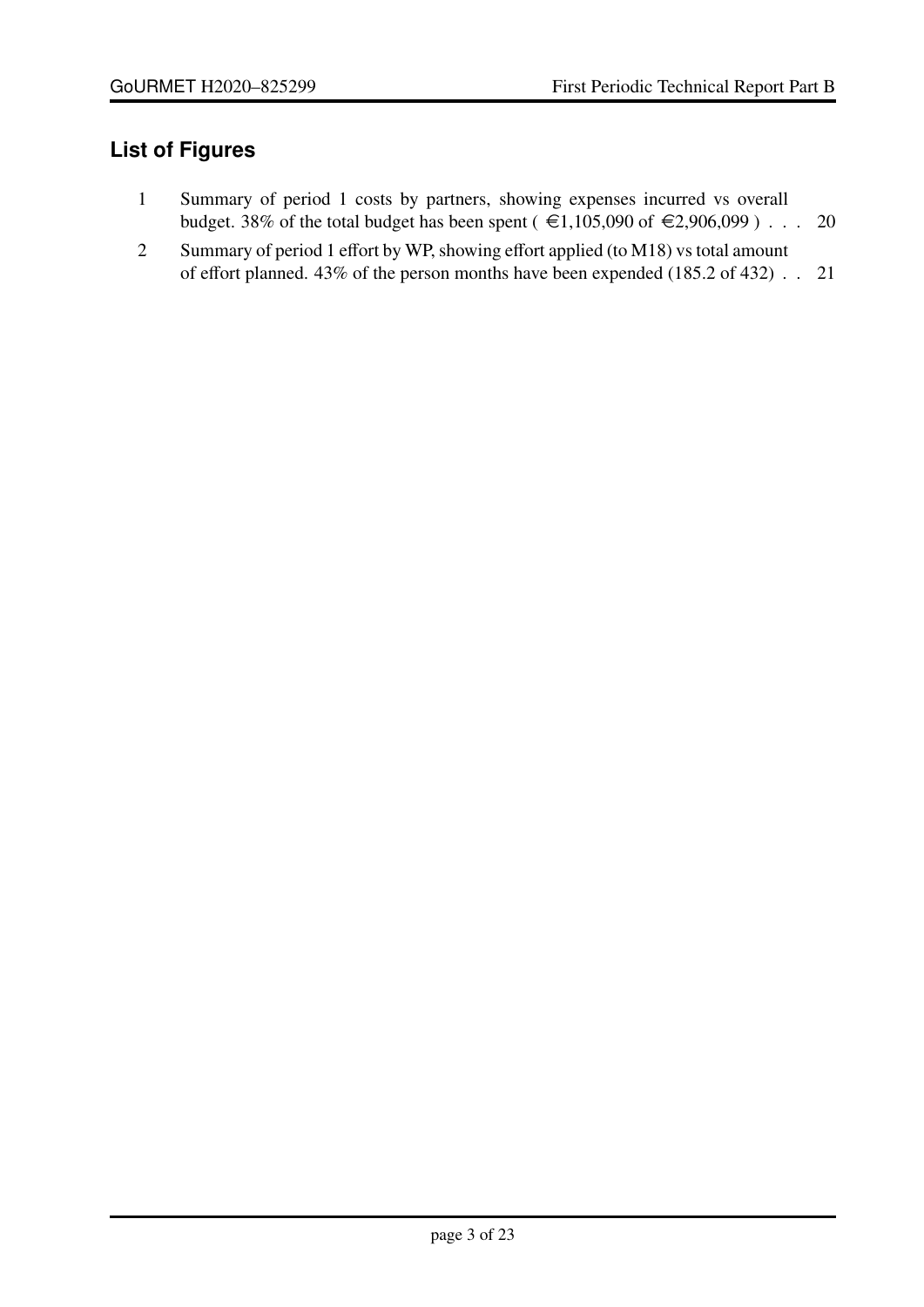## List of Figures

1. Summary of period 1 costs by partners, showing expenses incurred vs overall budget. 38% of the total budget has been spent ( €1,105,090 of €2,906,099 ) . . . 20
2. Summary of period 1 effort by WP, showing effort applied (to M18) vs total amount of effort planned. 43% of the person months have been expended (185.2 of 432) . . 21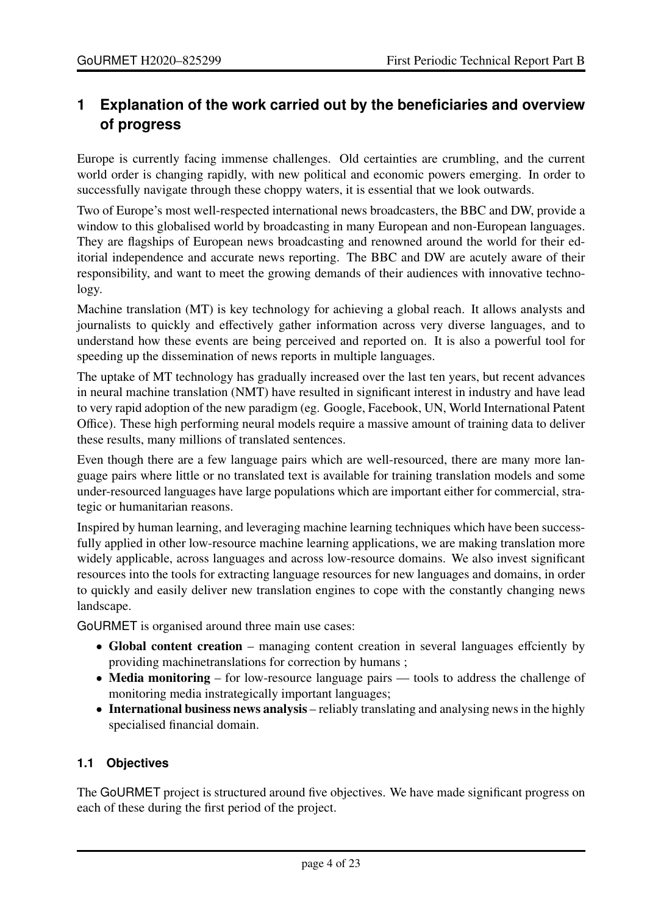# 1 Explanation of the work carried out by the beneficiaries and overview of progress

Europe is currently facing immense challenges. Old certainties are crumbling, and the current world order is changing rapidly, with new political and economic powers emerging. In order to successfully navigate through these choppy waters, it is essential that we look outwards.

Two of Europe's most well-respected international news broadcasters, the BBC and DW, provide a window to this globalised world by broadcasting in many European and non-European languages. They are flagships of European news broadcasting and renowned around the world for their editorial independence and accurate news reporting. The BBC and DW are acutely aware of their responsibility, and want to meet the growing demands of their audiences with innovative technology.

Machine translation (MT) is key technology for achieving a global reach. It allows analysts and journalists to quickly and effectively gather information across very diverse languages, and to understand how these events are being perceived and reported on. It is also a powerful tool for speeding up the dissemination of news reports in multiple languages.

The uptake of MT technology has gradually increased over the last ten years, but recent advances in neural machine translation (NMT) have resulted in significant interest in industry and have lead to very rapid adoption of the new paradigm (eg. Google, Facebook, UN, World International Patent Office). These high performing neural models require a massive amount of training data to deliver these results, many millions of translated sentences.

Even though there are a few language pairs which are well-resourced, there are many more language pairs where little or no translated text is available for training translation models and some under-resourced languages have large populations which are important either for commercial, strategic or humanitarian reasons.

Inspired by human learning, and leveraging machine learning techniques which have been successfully applied in other low-resource machine learning applications, we are making translation more widely applicable, across languages and across low-resource domains. We also invest significant resources into the tools for extracting language resources for new languages and domains, in order to quickly and easily deliver new translation engines to cope with the constantly changing news landscape.

GoURMET is organised around three main use cases:

- **Global content creation** – managing content creation in several languages effciently by providing machinetranslations for correction by humans ;
- **Media monitoring** – for low-resource language pairs — tools to address the challenge of monitoring media instrategically important languages;
- **International business news analysis** – reliably translating and analysing news in the highly specialised financial domain.

## 1.1 Objectives

The GoURMET project is structured around five objectives. We have made significant progress on each of these during the first period of the project.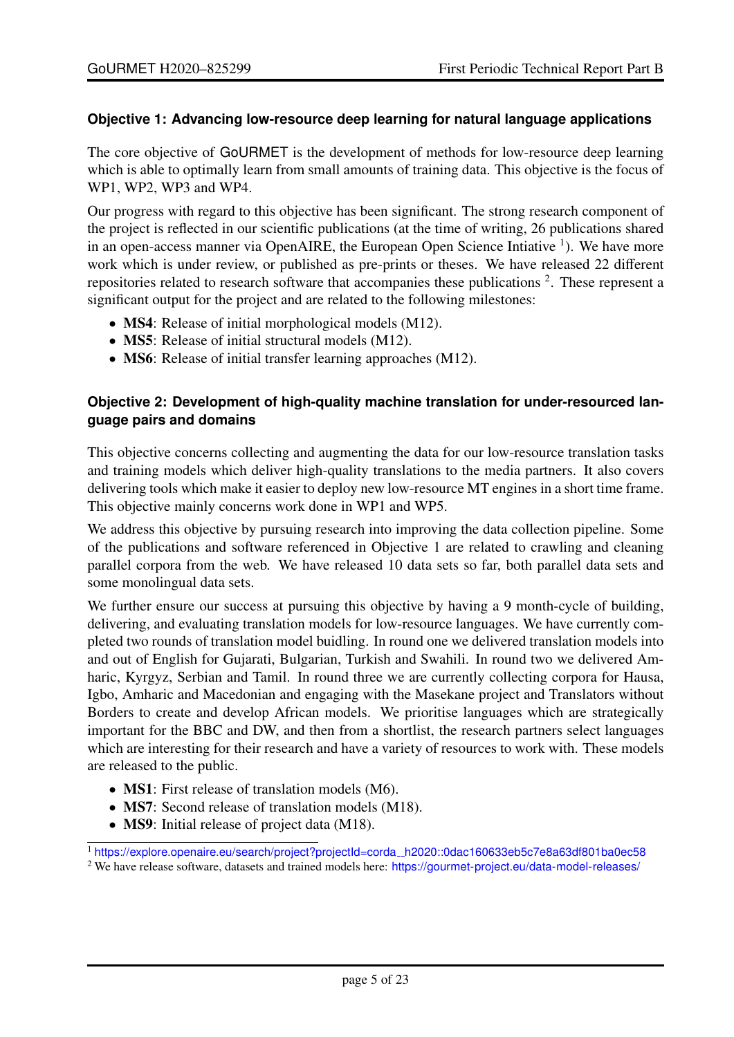### Objective 1: Advancing low-resource deep learning for natural language applications

The core objective of GoURMET is the development of methods for low-resource deep learning which is able to optimally learn from small amounts of training data. This objective is the focus of WP1, WP2, WP3 and WP4.

Our progress with regard to this objective has been significant. The strong research component of the project is reflected in our scientific publications (at the time of writing, 26 publications shared in an open-access manner via OpenAIRE, the European Open Science Intiative [1]). We have more work which is under review, or published as pre-prints or theses. We have released 22 different repositories related to research software that accompanies these publications [2]. These represent a significant output for the project and are related to the following milestones:

- **MS4**: Release of initial morphological models (M12).
- **MS5**: Release of initial structural models (M12).
- **MS6**: Release of initial transfer learning approaches (M12).

### Objective 2: Development of high-quality machine translation for under-resourced language pairs and domains

This objective concerns collecting and augmenting the data for our low-resource translation tasks and training models which deliver high-quality translations to the media partners. It also covers delivering tools which make it easier to deploy new low-resource MT engines in a short time frame. This objective mainly concerns work done in WP1 and WP5.

We address this objective by pursuing research into improving the data collection pipeline. Some of the publications and software referenced in Objective 1 are related to crawling and cleaning parallel corpora from the web. We have released 10 data sets so far, both parallel data sets and some monolingual data sets.

We further ensure our success at pursuing this objective by having a 9 month-cycle of building, delivering, and evaluating translation models for low-resource languages. We have currently completed two rounds of translation model buidling. In round one we delivered translation models into and out of English for Gujarati, Bulgarian, Turkish and Swahili. In round two we delivered Amharic, Kyrgyz, Serbian and Tamil. In round three we are currently collecting corpora for Hausa, Igbo, Amharic and Macedonian and engaging with the Masekane project and Translators without Borders to create and develop African models. We prioritise languages which are strategically important for the BBC and DW, and then from a shortlist, the research partners select languages which are interesting for their research and have a variety of resources to work with. These models are released to the public.

- **MS1**: First release of translation models (M6).
- **MS7**: Second release of translation models (M18).
- **MS9**: Initial release of project data (M18).

[1] https://explore.openaire.eu/search/project?projectId=corda__h2020::0dac160633eb5c7e8a63df801ba0ec58

[2] We have release software, datasets and trained models here: https://gourmet-project.eu/data-model-releases/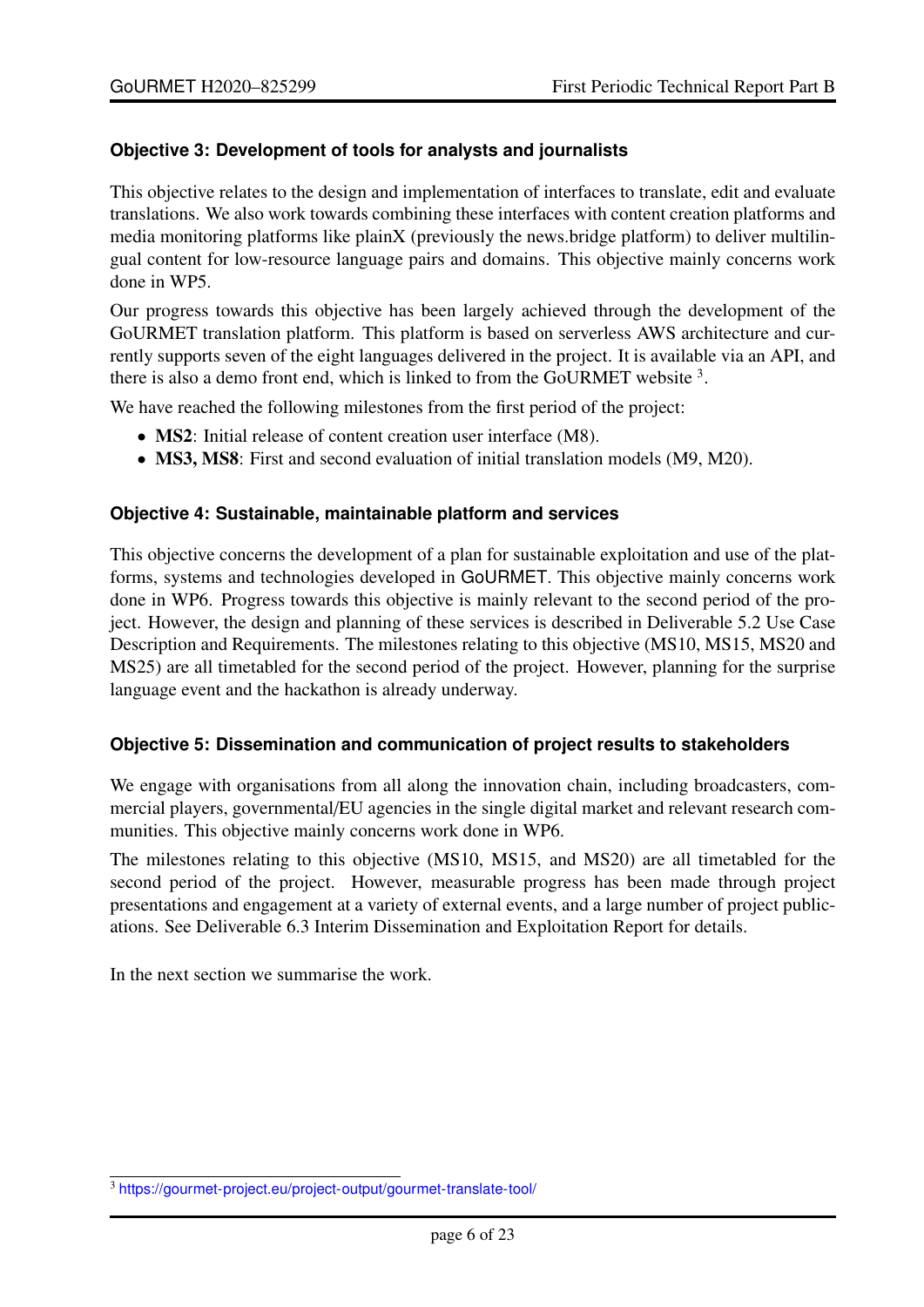### Objective 3: Development of tools for analysts and journalists

This objective relates to the design and implementation of interfaces to translate, edit and evaluate translations. We also work towards combining these interfaces with content creation platforms and media monitoring platforms like plainX (previously the news.bridge platform) to deliver multilingual content for low-resource language pairs and domains. This objective mainly concerns work done in WP5.

Our progress towards this objective has been largely achieved through the development of the GoURMET translation platform. This platform is based on serverless AWS architecture and currently supports seven of the eight languages delivered in the project. It is available via an API, and there is also a demo front end, which is linked to from the GoURMET website [3].

We have reached the following milestones from the first period of the project:

- **MS2**: Initial release of content creation user interface (M8).
- **MS3, MS8**: First and second evaluation of initial translation models (M9, M20).

### Objective 4: Sustainable, maintainable platform and services

This objective concerns the development of a plan for sustainable exploitation and use of the platforms, systems and technologies developed in GoURMET. This objective mainly concerns work done in WP6. Progress towards this objective is mainly relevant to the second period of the project. However, the design and planning of these services is described in Deliverable 5.2 Use Case Description and Requirements. The milestones relating to this objective (MS10, MS15, MS20 and MS25) are all timetabled for the second period of the project. However, planning for the surprise language event and the hackathon is already underway.

### Objective 5: Dissemination and communication of project results to stakeholders

We engage with organisations from all along the innovation chain, including broadcasters, commercial players, governmental/EU agencies in the single digital market and relevant research communities. This objective mainly concerns work done in WP6.

The milestones relating to this objective (MS10, MS15, and MS20) are all timetabled for the second period of the project. However, measurable progress has been made through project presentations and engagement at a variety of external events, and a large number of project publications. See Deliverable 6.3 Interim Dissemination and Exploitation Report for details.

In the next section we summarise the work.

[3] https://gourmet-project.eu/project-output/gourmet-translate-tool/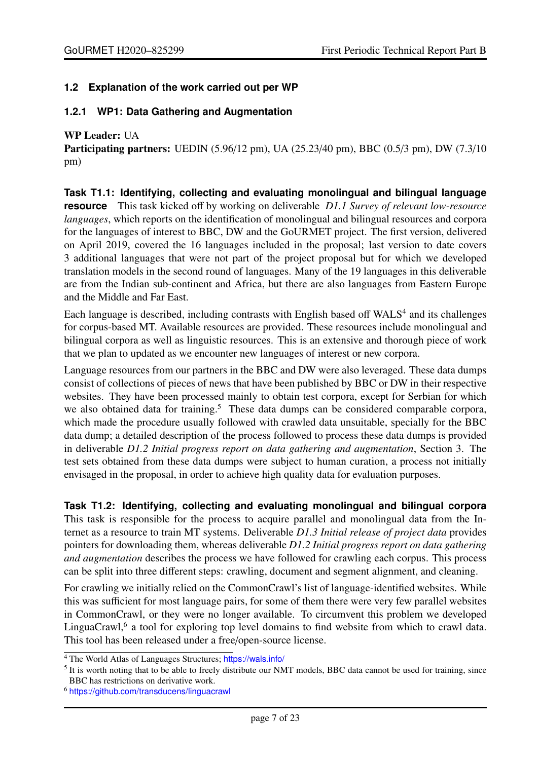## 1.2 Explanation of the work carried out per WP

### 1.2.1 WP1: Data Gathering and Augmentation

**WP Leader:** UA
**Participating partners:** UEDIN (5.96/12 pm), UA (25.23/40 pm), BBC (0.5/3 pm), DW (7.3/10 pm)

**Task T1.1: Identifying, collecting and evaluating monolingual and bilingual language resource** This task kicked off by working on deliverable *D1.1 Survey of relevant low-resource languages*, which reports on the identification of monolingual and bilingual resources and corpora for the languages of interest to BBC, DW and the GoURMET project. The first version, delivered on April 2019, covered the 16 languages included in the proposal; last version to date covers 3 additional languages that were not part of the project proposal but for which we developed translation models in the second round of languages. Many of the 19 languages in this deliverable are from the Indian sub-continent and Africa, but there are also languages from Eastern Europe and the Middle and Far East.

Each language is described, including contrasts with English based off WALS[4] and its challenges for corpus-based MT. Available resources are provided. These resources include monolingual and bilingual corpora as well as linguistic resources. This is an extensive and thorough piece of work that we plan to updated as we encounter new languages of interest or new corpora.

Language resources from our partners in the BBC and DW were also leveraged. These data dumps consist of collections of pieces of news that have been published by BBC or DW in their respective websites. They have been processed mainly to obtain test corpora, except for Serbian for which we also obtained data for training.[5] These data dumps can be considered comparable corpora, which made the procedure usually followed with crawled data unsuitable, specially for the BBC data dump; a detailed description of the process followed to process these data dumps is provided in deliverable *D1.2 Initial progress report on data gathering and augmentation*, Section 3. The test sets obtained from these data dumps were subject to human curation, a process not initially envisaged in the proposal, in order to achieve high quality data for evaluation purposes.

**Task T1.2: Identifying, collecting and evaluating monolingual and bilingual corpora** This task is responsible for the process to acquire parallel and monolingual data from the Internet as a resource to train MT systems. Deliverable *D1.3 Initial release of project data* provides pointers for downloading them, whereas deliverable *D1.2 Initial progress report on data gathering and augmentation* describes the process we have followed for crawling each corpus. This process can be split into three different steps: crawling, document and segment alignment, and cleaning.

For crawling we initially relied on the CommonCrawl's list of language-identified websites. While this was sufficient for most language pairs, for some of them there were very few parallel websites in CommonCrawl, or they were no longer available. To circumvent this problem we developed LinguaCrawl,[6] a tool for exploring top level domains to find website from which to crawl data. This tool has been released under a free/open-source license.

---

[4] The World Atlas of Languages Structures; https://wals.info/

[5] It is worth noting that to be able to freely distribute our NMT models, BBC data cannot be used for training, since BBC has restrictions on derivative work.

[6] https://github.com/transducens/linguacrawl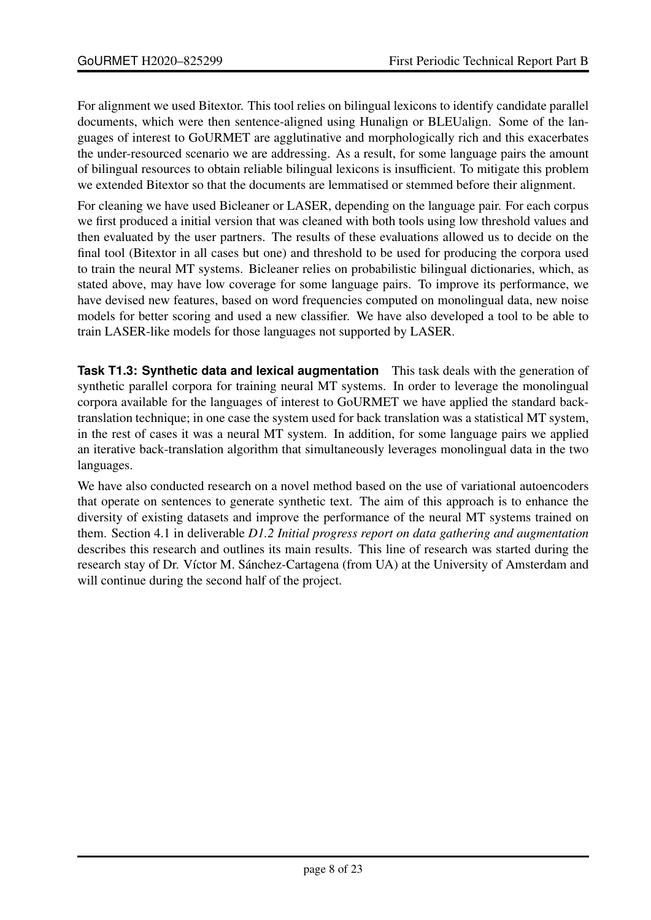For alignment we used Bitextor. This tool relies on bilingual lexicons to identify candidate parallel documents, which were then sentence-aligned using Hunalign or BLEUalign. Some of the languages of interest to GoURMET are agglutinative and morphologically rich and this exacerbates the under-resourced scenario we are addressing. As a result, for some language pairs the amount of bilingual resources to obtain reliable bilingual lexicons is insufficient. To mitigate this problem we extended Bitextor so that the documents are lemmatised or stemmed before their alignment.

For cleaning we have used Bicleaner or LASER, depending on the language pair. For each corpus we first produced a initial version that was cleaned with both tools using low threshold values and then evaluated by the user partners. The results of these evaluations allowed us to decide on the final tool (Bitextor in all cases but one) and threshold to be used for producing the corpora used to train the neural MT systems. Bicleaner relies on probabilistic bilingual dictionaries, which, as stated above, may have low coverage for some language pairs. To improve its performance, we have devised new features, based on word frequencies computed on monolingual data, new noise models for better scoring and used a new classifier. We have also developed a tool to be able to train LASER-like models for those languages not supported by LASER.

**Task T1.3: Synthetic data and lexical augmentation** This task deals with the generation of synthetic parallel corpora for training neural MT systems. In order to leverage the monolingual corpora available for the languages of interest to GoURMET we have applied the standard back-translation technique; in one case the system used for back translation was a statistical MT system, in the rest of cases it was a neural MT system. In addition, for some language pairs we applied an iterative back-translation algorithm that simultaneously leverages monolingual data in the two languages.

We have also conducted research on a novel method based on the use of variational autoencoders that operate on sentences to generate synthetic text. The aim of this approach is to enhance the diversity of existing datasets and improve the performance of the neural MT systems trained on them. Section 4.1 in deliverable *D1.2 Initial progress report on data gathering and augmentation* describes this research and outlines its main results. This line of research was started during the research stay of Dr. Víctor M. Sánchez-Cartagena (from UA) at the University of Amsterdam and will continue during the second half of the project.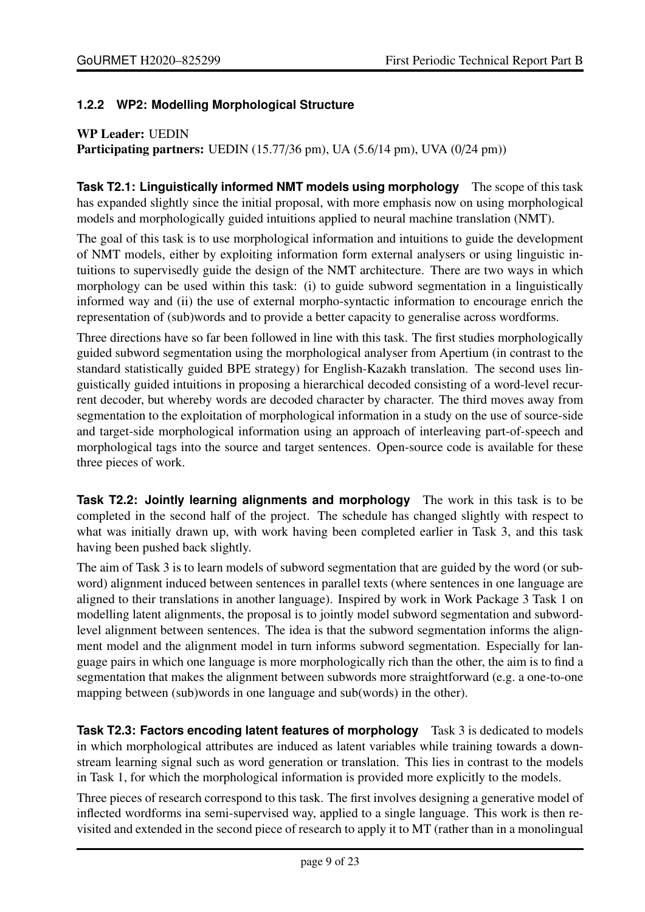### 1.2.2 WP2: Modelling Morphological Structure

**WP Leader:** UEDIN
**Participating partners:** UEDIN (15.77/36 pm), UA (5.6/14 pm), UVA (0/24 pm))

**Task T2.1: Linguistically informed NMT models using morphology** The scope of this task has expanded slightly since the initial proposal, with more emphasis now on using morphological models and morphologically guided intuitions applied to neural machine translation (NMT).

The goal of this task is to use morphological information and intuitions to guide the development of NMT models, either by exploiting information form external analysers or using linguistic intuitions to supervisedly guide the design of the NMT architecture. There are two ways in which morphology can be used within this task: (i) to guide subword segmentation in a linguistically informed way and (ii) the use of external morpho-syntactic information to encourage enrich the representation of (sub)words and to provide a better capacity to generalise across wordforms.

Three directions have so far been followed in line with this task. The first studies morphologically guided subword segmentation using the morphological analyser from Apertium (in contrast to the standard statistically guided BPE strategy) for English-Kazakh translation. The second uses linguistically guided intuitions in proposing a hierarchical decoded consisting of a word-level recurrent decoder, but whereby words are decoded character by character. The third moves away from segmentation to the exploitation of morphological information in a study on the use of source-side and target-side morphological information using an approach of interleaving part-of-speech and morphological tags into the source and target sentences. Open-source code is available for these three pieces of work.

**Task T2.2: Jointly learning alignments and morphology** The work in this task is to be completed in the second half of the project. The schedule has changed slightly with respect to what was initially drawn up, with work having been completed earlier in Task 3, and this task having been pushed back slightly.

The aim of Task 3 is to learn models of subword segmentation that are guided by the word (or subword) alignment induced between sentences in parallel texts (where sentences in one language are aligned to their translations in another language). Inspired by work in Work Package 3 Task 1 on modelling latent alignments, the proposal is to jointly model subword segmentation and subword-level alignment between sentences. The idea is that the subword segmentation informs the alignment model and the alignment model in turn informs subword segmentation. Especially for language pairs in which one language is more morphologically rich than the other, the aim is to find a segmentation that makes the alignment between subwords more straightforward (e.g. a one-to-one mapping between (sub)words in one language and sub(words) in the other).

**Task T2.3: Factors encoding latent features of morphology** Task 3 is dedicated to models in which morphological attributes are induced as latent variables while training towards a downstream learning signal such as word generation or translation. This lies in contrast to the models in Task 1, for which the morphological information is provided more explicitly to the models.

Three pieces of research correspond to this task. The first involves designing a generative model of inflected wordforms ina semi-supervised way, applied to a single language. This work is then revisited and extended in the second piece of research to apply it to MT (rather than in a monolingual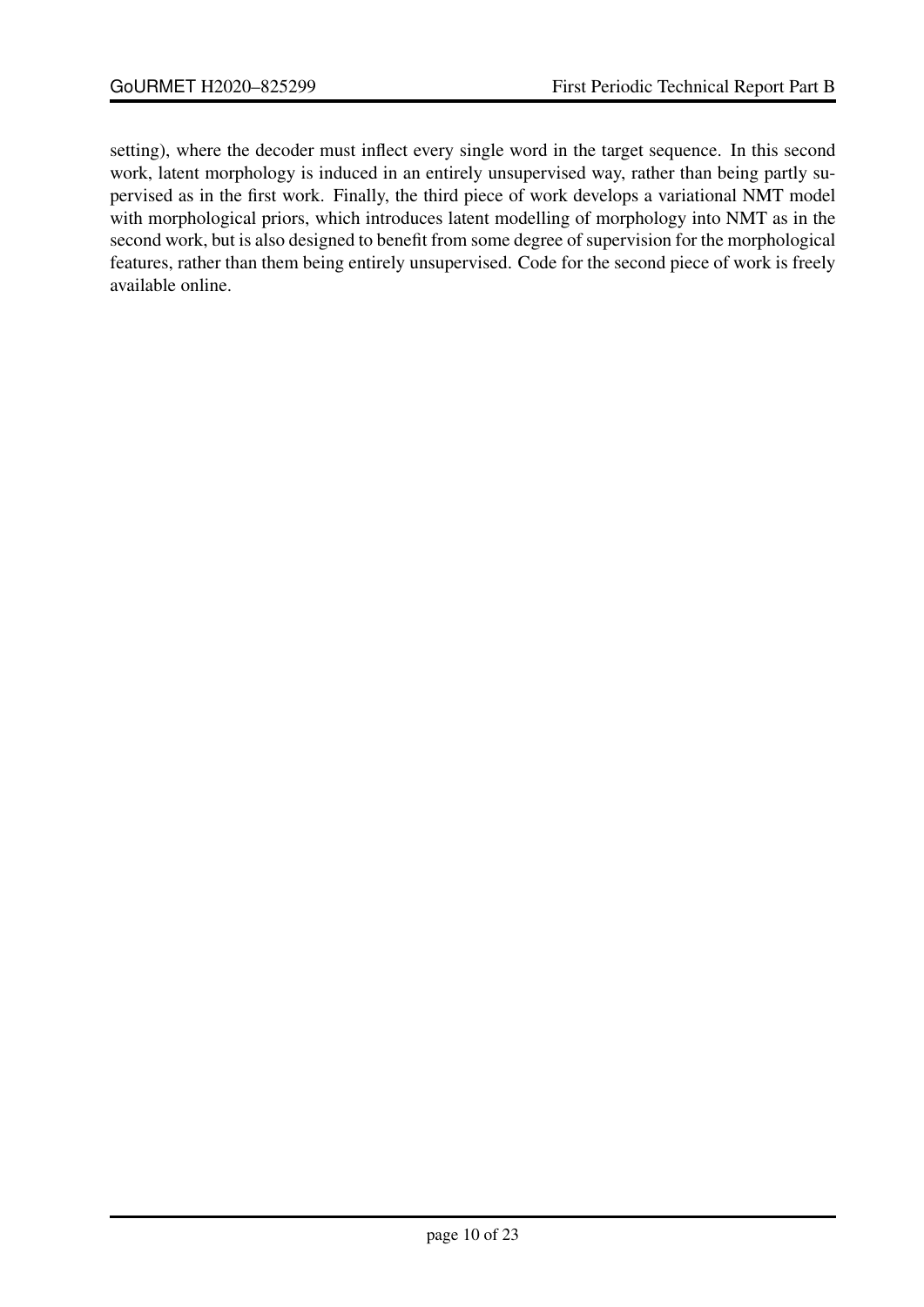setting), where the decoder must inflect every single word in the target sequence. In this second work, latent morphology is induced in an entirely unsupervised way, rather than being partly supervised as in the first work. Finally, the third piece of work develops a variational NMT model with morphological priors, which introduces latent modelling of morphology into NMT as in the second work, but is also designed to benefit from some degree of supervision for the morphological features, rather than them being entirely unsupervised. Code for the second piece of work is freely available online.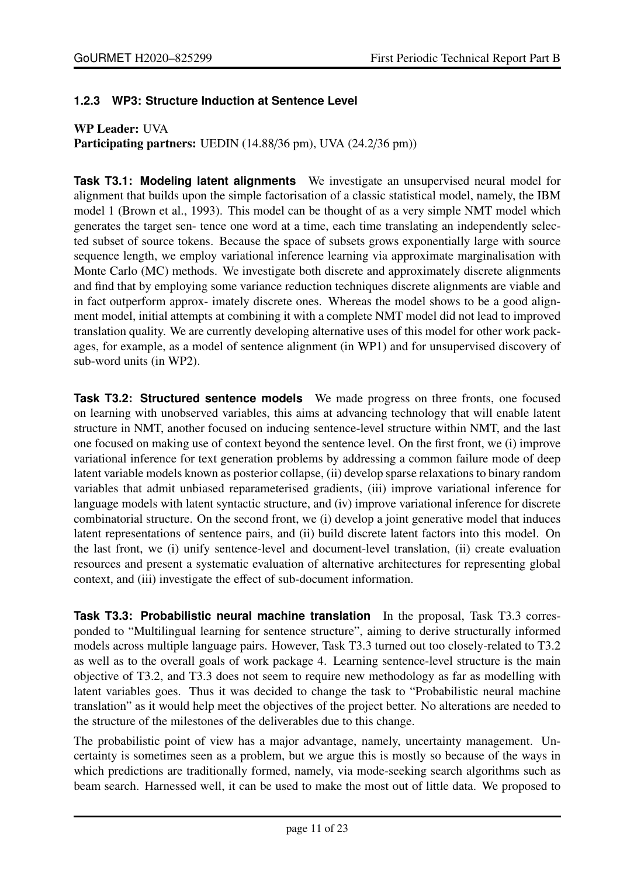### 1.2.3 WP3: Structure Induction at Sentence Level

**WP Leader:** UVA
**Participating partners:** UEDIN (14.88/36 pm), UVA (24.2/36 pm))

**Task T3.1: Modeling latent alignments** We investigate an unsupervised neural model for alignment that builds upon the simple factorisation of a classic statistical model, namely, the IBM model 1 (Brown et al., 1993). This model can be thought of as a very simple NMT model which generates the target sen- tence one word at a time, each time translating an independently selected subset of source tokens. Because the space of subsets grows exponentially large with source sequence length, we employ variational inference learning via approximate marginalisation with Monte Carlo (MC) methods. We investigate both discrete and approximately discrete alignments and find that by employing some variance reduction techniques discrete alignments are viable and in fact outperform approx- imately discrete ones. Whereas the model shows to be a good alignment model, initial attempts at combining it with a complete NMT model did not lead to improved translation quality. We are currently developing alternative uses of this model for other work packages, for example, as a model of sentence alignment (in WP1) and for unsupervised discovery of sub-word units (in WP2).

**Task T3.2: Structured sentence models** We made progress on three fronts, one focused on learning with unobserved variables, this aims at advancing technology that will enable latent structure in NMT, another focused on inducing sentence-level structure within NMT, and the last one focused on making use of context beyond the sentence level. On the first front, we (i) improve variational inference for text generation problems by addressing a common failure mode of deep latent variable models known as posterior collapse, (ii) develop sparse relaxations to binary random variables that admit unbiased reparameterised gradients, (iii) improve variational inference for language models with latent syntactic structure, and (iv) improve variational inference for discrete combinatorial structure. On the second front, we (i) develop a joint generative model that induces latent representations of sentence pairs, and (ii) build discrete latent factors into this model. On the last front, we (i) unify sentence-level and document-level translation, (ii) create evaluation resources and present a systematic evaluation of alternative architectures for representing global context, and (iii) investigate the effect of sub-document information.

**Task T3.3: Probabilistic neural machine translation** In the proposal, Task T3.3 corresponded to "Multilingual learning for sentence structure", aiming to derive structurally informed models across multiple language pairs. However, Task T3.3 turned out too closely-related to T3.2 as well as to the overall goals of work package 4. Learning sentence-level structure is the main objective of T3.2, and T3.3 does not seem to require new methodology as far as modelling with latent variables goes. Thus it was decided to change the task to "Probabilistic neural machine translation" as it would help meet the objectives of the project better. No alterations are needed to the structure of the milestones of the deliverables due to this change.

The probabilistic point of view has a major advantage, namely, uncertainty management. Uncertainty is sometimes seen as a problem, but we argue this is mostly so because of the ways in which predictions are traditionally formed, namely, via mode-seeking search algorithms such as beam search. Harnessed well, it can be used to make the most out of little data. We proposed to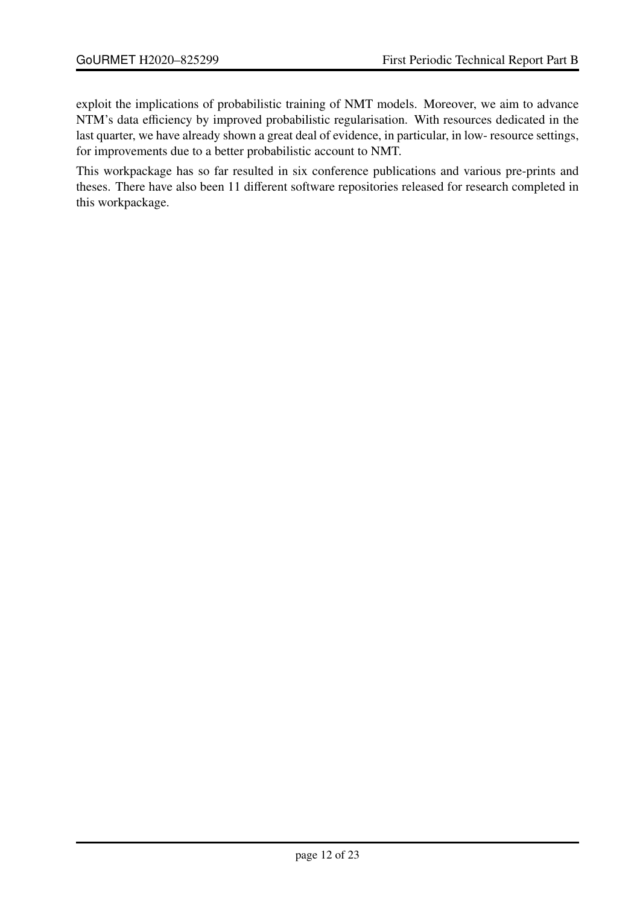exploit the implications of probabilistic training of NMT models. Moreover, we aim to advance NTM's data efficiency by improved probabilistic regularisation. With resources dedicated in the last quarter, we have already shown a great deal of evidence, in particular, in low- resource settings, for improvements due to a better probabilistic account to NMT.

This workpackage has so far resulted in six conference publications and various pre-prints and theses. There have also been 11 different software repositories released for research completed in this workpackage.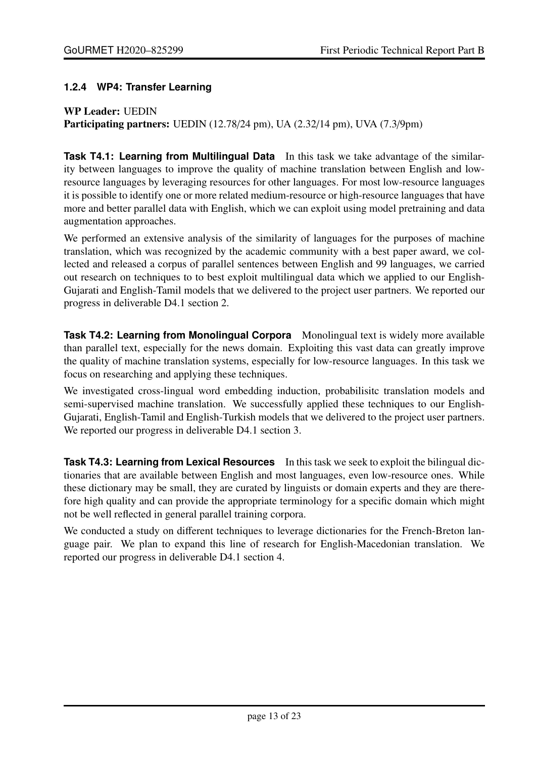### 1.2.4 WP4: Transfer Learning

**WP Leader:** UEDIN
**Participating partners:** UEDIN (12.78/24 pm), UA (2.32/14 pm), UVA (7.3/9pm)

**Task T4.1: Learning from Multilingual Data** In this task we take advantage of the similarity between languages to improve the quality of machine translation between English and low-resource languages by leveraging resources for other languages. For most low-resource languages it is possible to identify one or more related medium-resource or high-resource languages that have more and better parallel data with English, which we can exploit using model pretraining and data augmentation approaches.

We performed an extensive analysis of the similarity of languages for the purposes of machine translation, which was recognized by the academic community with a best paper award, we collected and released a corpus of parallel sentences between English and 99 languages, we carried out research on techniques to to best exploit multilingual data which we applied to our English-Gujarati and English-Tamil models that we delivered to the project user partners. We reported our progress in deliverable D4.1 section 2.

**Task T4.2: Learning from Monolingual Corpora** Monolingual text is widely more available than parallel text, especially for the news domain. Exploiting this vast data can greatly improve the quality of machine translation systems, especially for low-resource languages. In this task we focus on researching and applying these techniques.

We investigated cross-lingual word embedding induction, probabilisitc translation models and semi-supervised machine translation. We successfully applied these techniques to our English-Gujarati, English-Tamil and English-Turkish models that we delivered to the project user partners. We reported our progress in deliverable D4.1 section 3.

**Task T4.3: Learning from Lexical Resources** In this task we seek to exploit the bilingual dictionaries that are available between English and most languages, even low-resource ones. While these dictionary may be small, they are curated by linguists or domain experts and they are therefore high quality and can provide the appropriate terminology for a specific domain which might not be well reflected in general parallel training corpora.

We conducted a study on different techniques to leverage dictionaries for the French-Breton language pair. We plan to expand this line of research for English-Macedonian translation. We reported our progress in deliverable D4.1 section 4.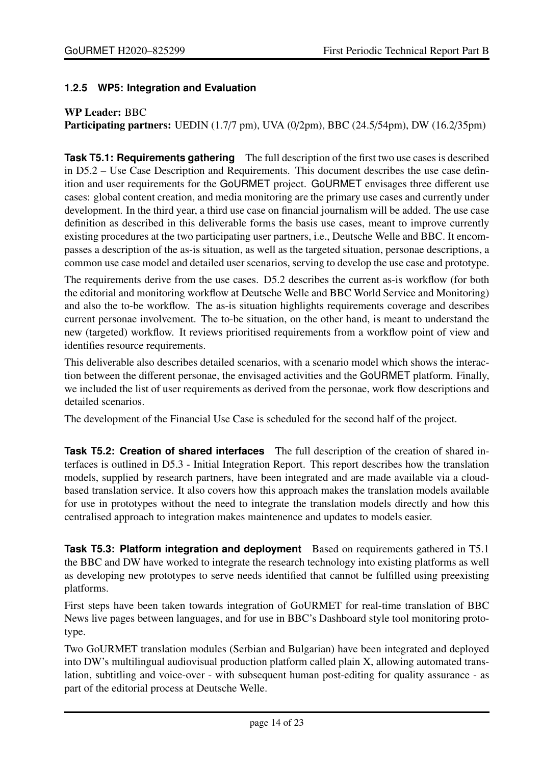### 1.2.5 WP5: Integration and Evaluation

**WP Leader:** BBC
**Participating partners:** UEDIN (1.7/7 pm), UVA (0/2pm), BBC (24.5/54pm), DW (16.2/35pm)

**Task T5.1: Requirements gathering** The full description of the first two use cases is described in D5.2 – Use Case Description and Requirements. This document describes the use case definition and user requirements for the GoURMET project. GoURMET envisages three different use cases: global content creation, and media monitoring are the primary use cases and currently under development. In the third year, a third use case on financial journalism will be added. The use case definition as described in this deliverable forms the basis use cases, meant to improve currently existing procedures at the two participating user partners, i.e., Deutsche Welle and BBC. It encompasses a description of the as-is situation, as well as the targeted situation, personae descriptions, a common use case model and detailed user scenarios, serving to develop the use case and prototype.

The requirements derive from the use cases. D5.2 describes the current as-is workflow (for both the editorial and monitoring workflow at Deutsche Welle and BBC World Service and Monitoring) and also the to-be workflow. The as-is situation highlights requirements coverage and describes current personae involvement. The to-be situation, on the other hand, is meant to understand the new (targeted) workflow. It reviews prioritised requirements from a workflow point of view and identifies resource requirements.

This deliverable also describes detailed scenarios, with a scenario model which shows the interaction between the different personae, the envisaged activities and the GoURMET platform. Finally, we included the list of user requirements as derived from the personae, work flow descriptions and detailed scenarios.

The development of the Financial Use Case is scheduled for the second half of the project.

**Task T5.2: Creation of shared interfaces** The full description of the creation of shared interfaces is outlined in D5.3 - Initial Integration Report. This report describes how the translation models, supplied by research partners, have been integrated and are made available via a cloud-based translation service. It also covers how this approach makes the translation models available for use in prototypes without the need to integrate the translation models directly and how this centralised approach to integration makes maintenence and updates to models easier.

**Task T5.3: Platform integration and deployment** Based on requirements gathered in T5.1 the BBC and DW have worked to integrate the research technology into existing platforms as well as developing new prototypes to serve needs identified that cannot be fulfilled using preexisting platforms.

First steps have been taken towards integration of GoURMET for real-time translation of BBC News live pages between languages, and for use in BBC's Dashboard style tool monitoring prototype.

Two GoURMET translation modules (Serbian and Bulgarian) have been integrated and deployed into DW's multilingual audiovisual production platform called plain X, allowing automated translation, subtitling and voice-over - with subsequent human post-editing for quality assurance - as part of the editorial process at Deutsche Welle.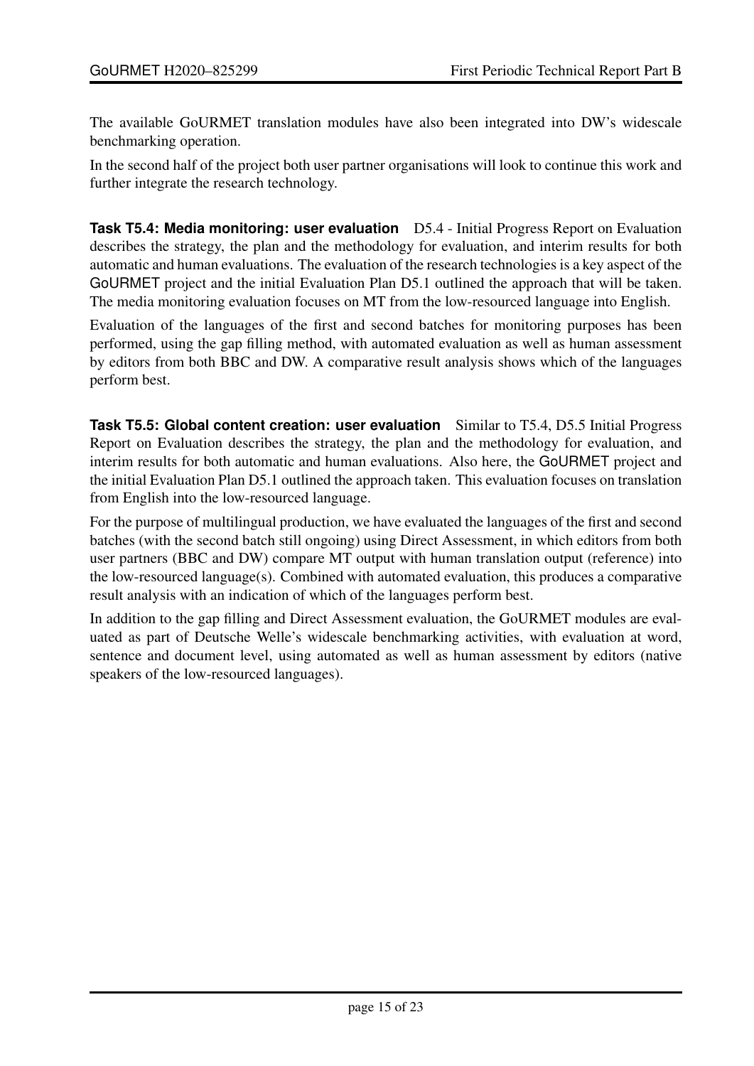The available GoURMET translation modules have also been integrated into DW's widescale benchmarking operation.

In the second half of the project both user partner organisations will look to continue this work and further integrate the research technology.

**Task T5.4: Media monitoring: user evaluation** D5.4 - Initial Progress Report on Evaluation describes the strategy, the plan and the methodology for evaluation, and interim results for both automatic and human evaluations. The evaluation of the research technologies is a key aspect of the GoURMET project and the initial Evaluation Plan D5.1 outlined the approach that will be taken. The media monitoring evaluation focuses on MT from the low-resourced language into English.

Evaluation of the languages of the first and second batches for monitoring purposes has been performed, using the gap filling method, with automated evaluation as well as human assessment by editors from both BBC and DW. A comparative result analysis shows which of the languages perform best.

**Task T5.5: Global content creation: user evaluation** Similar to T5.4, D5.5 Initial Progress Report on Evaluation describes the strategy, the plan and the methodology for evaluation, and interim results for both automatic and human evaluations. Also here, the GoURMET project and the initial Evaluation Plan D5.1 outlined the approach taken. This evaluation focuses on translation from English into the low-resourced language.

For the purpose of multilingual production, we have evaluated the languages of the first and second batches (with the second batch still ongoing) using Direct Assessment, in which editors from both user partners (BBC and DW) compare MT output with human translation output (reference) into the low-resourced language(s). Combined with automated evaluation, this produces a comparative result analysis with an indication of which of the languages perform best.

In addition to the gap filling and Direct Assessment evaluation, the GoURMET modules are evaluated as part of Deutsche Welle's widescale benchmarking activities, with evaluation at word, sentence and document level, using automated as well as human assessment by editors (native speakers of the low-resourced languages).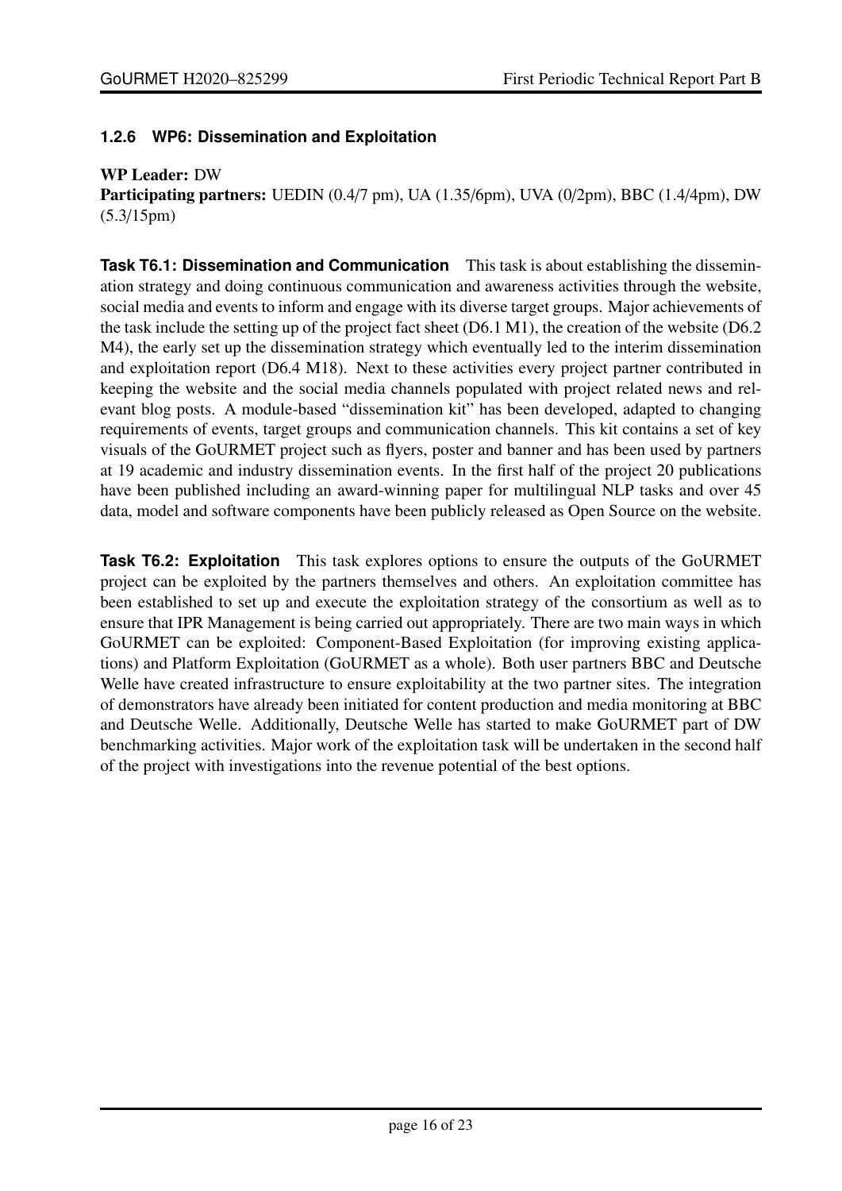### 1.2.6 WP6: Dissemination and Exploitation

**WP Leader:** DW
**Participating partners:** UEDIN (0.4/7 pm), UA (1.35/6pm), UVA (0/2pm), BBC (1.4/4pm), DW (5.3/15pm)

**Task T6.1: Dissemination and Communication** This task is about establishing the dissemination strategy and doing continuous communication and awareness activities through the website, social media and events to inform and engage with its diverse target groups. Major achievements of the task include the setting up of the project fact sheet (D6.1 M1), the creation of the website (D6.2 M4), the early set up the dissemination strategy which eventually led to the interim dissemination and exploitation report (D6.4 M18). Next to these activities every project partner contributed in keeping the website and the social media channels populated with project related news and relevant blog posts. A module-based "dissemination kit" has been developed, adapted to changing requirements of events, target groups and communication channels. This kit contains a set of key visuals of the GoURMET project such as flyers, poster and banner and has been used by partners at 19 academic and industry dissemination events. In the first half of the project 20 publications have been published including an award-winning paper for multilingual NLP tasks and over 45 data, model and software components have been publicly released as Open Source on the website.

**Task T6.2: Exploitation** This task explores options to ensure the outputs of the GoURMET project can be exploited by the partners themselves and others. An exploitation committee has been established to set up and execute the exploitation strategy of the consortium as well as to ensure that IPR Management is being carried out appropriately. There are two main ways in which GoURMET can be exploited: Component-Based Exploitation (for improving existing applications) and Platform Exploitation (GoURMET as a whole). Both user partners BBC and Deutsche Welle have created infrastructure to ensure exploitability at the two partner sites. The integration of demonstrators have already been initiated for content production and media monitoring at BBC and Deutsche Welle. Additionally, Deutsche Welle has started to make GoURMET part of DW benchmarking activities. Major work of the exploitation task will be undertaken in the second half of the project with investigations into the revenue potential of the best options.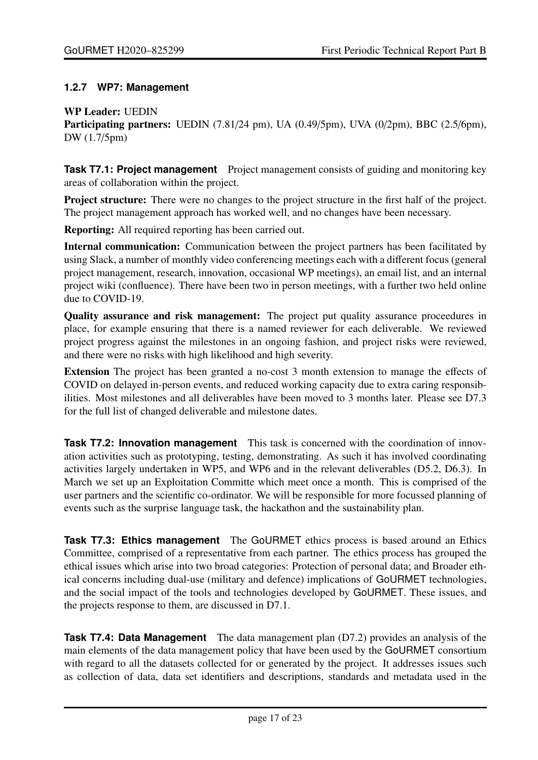### 1.2.7 WP7: Management

**WP Leader:** UEDIN
**Participating partners:** UEDIN (7.81/24 pm), UA (0.49/5pm), UVA (0/2pm), BBC (2.5/6pm), DW (1.7/5pm)

**Task T7.1: Project management** Project management consists of guiding and monitoring key areas of collaboration within the project.

**Project structure:** There were no changes to the project structure in the first half of the project. The project management approach has worked well, and no changes have been necessary.

**Reporting:** All required reporting has been carried out.

**Internal communication:** Communication between the project partners has been facilitated by using Slack, a number of monthly video conferencing meetings each with a different focus (general project management, research, innovation, occasional WP meetings), an email list, and an internal project wiki (confluence). There have been two in person meetings, with a further two held online due to COVID-19.

**Quality assurance and risk management:** The project put quality assurance proceedures in place, for example ensuring that there is a named reviewer for each deliverable. We reviewed project progress against the milestones in an ongoing fashion, and project risks were reviewed, and there were no risks with high likelihood and high severity.

**Extension** The project has been granted a no-cost 3 month extension to manage the effects of COVID on delayed in-person events, and reduced working capacity due to extra caring responsibilities. Most milestones and all deliverables have been moved to 3 months later. Please see D7.3 for the full list of changed deliverable and milestone dates.

**Task T7.2: Innovation management** This task is concerned with the coordination of innovation activities such as prototyping, testing, demonstrating. As such it has involved coordinating activities largely undertaken in WP5, and WP6 and in the relevant deliverables (D5.2, D6.3). In March we set up an Exploitation Committe which meet once a month. This is comprised of the user partners and the scientific co-ordinator. We will be responsible for more focussed planning of events such as the surprise language task, the hackathon and the sustainability plan.

**Task T7.3: Ethics management** The GoURMET ethics process is based around an Ethics Committee, comprised of a representative from each partner. The ethics process has grouped the ethical issues which arise into two broad categories: Protection of personal data; and Broader ethical concerns including dual-use (military and defence) implications of GoURMET technologies, and the social impact of the tools and technologies developed by GoURMET. These issues, and the projects response to them, are discussed in D7.1.

**Task T7.4: Data Management** The data management plan (D7.2) provides an analysis of the main elements of the data management policy that have been used by the GoURMET consortium with regard to all the datasets collected for or generated by the project. It addresses issues such as collection of data, data set identifiers and descriptions, standards and metadata used in the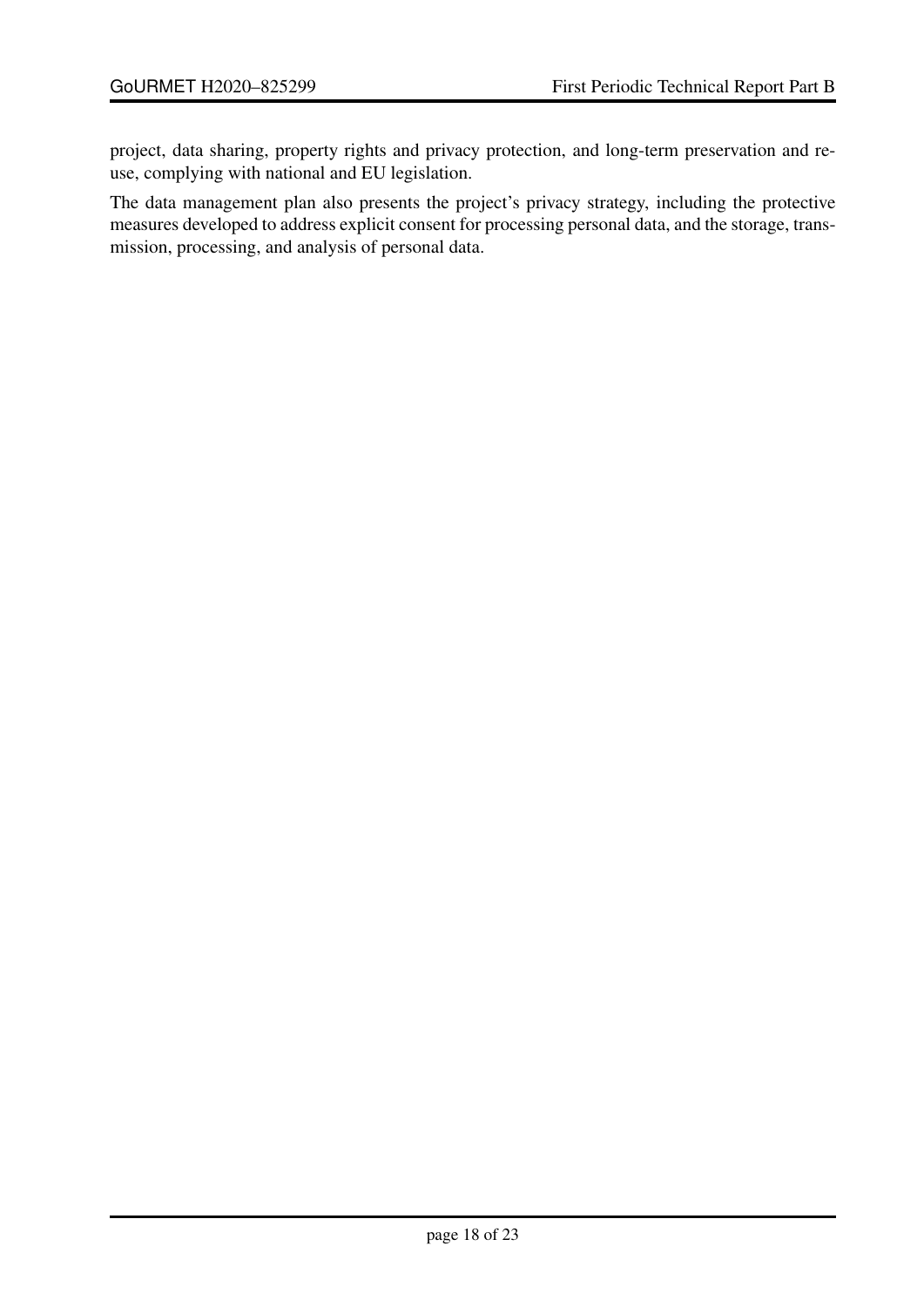project, data sharing, property rights and privacy protection, and long-term preservation and re-use, complying with national and EU legislation.

The data management plan also presents the project's privacy strategy, including the protective measures developed to address explicit consent for processing personal data, and the storage, transmission, processing, and analysis of personal data.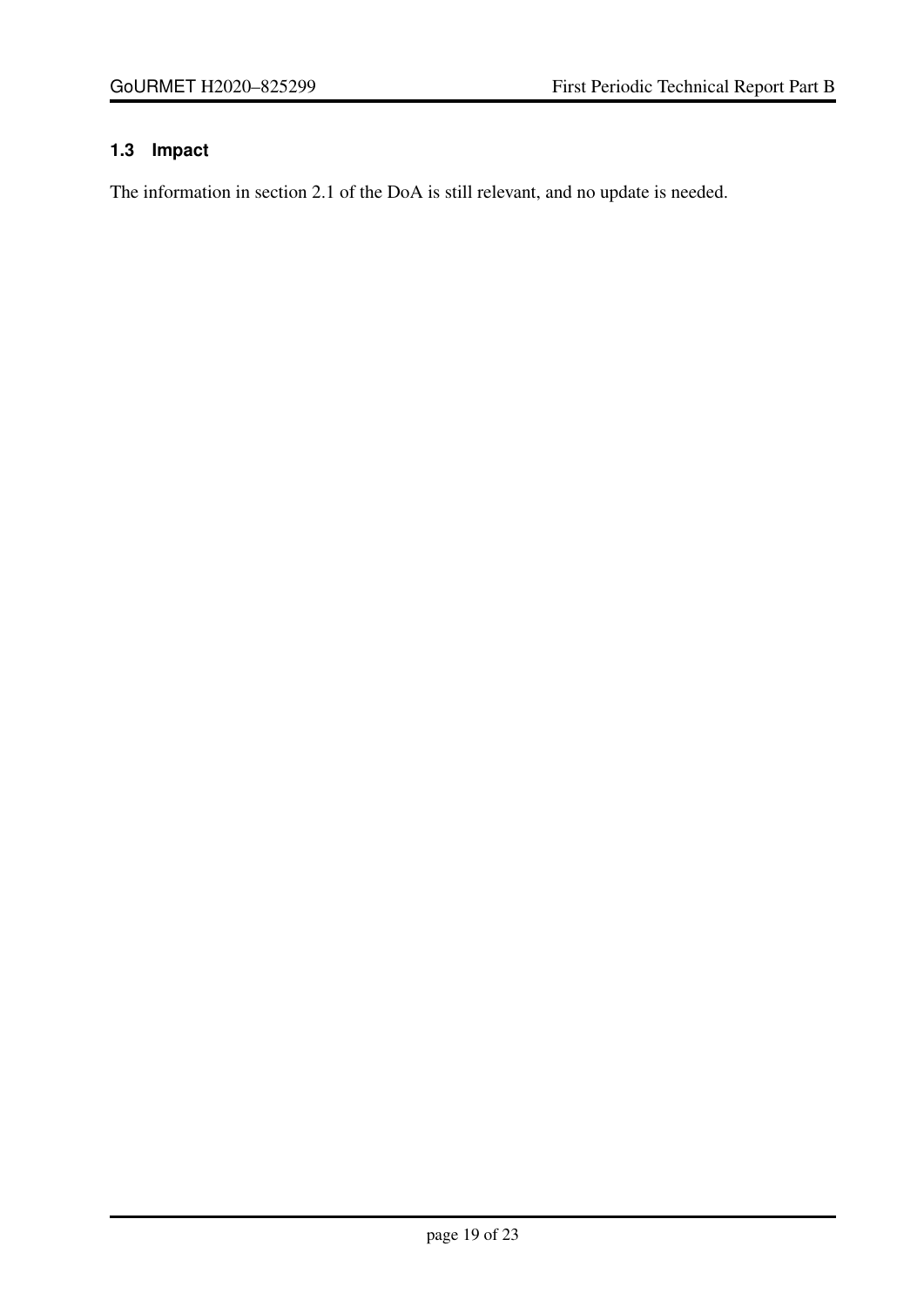### 1.3 Impact

The information in section 2.1 of the DoA is still relevant, and no update is needed.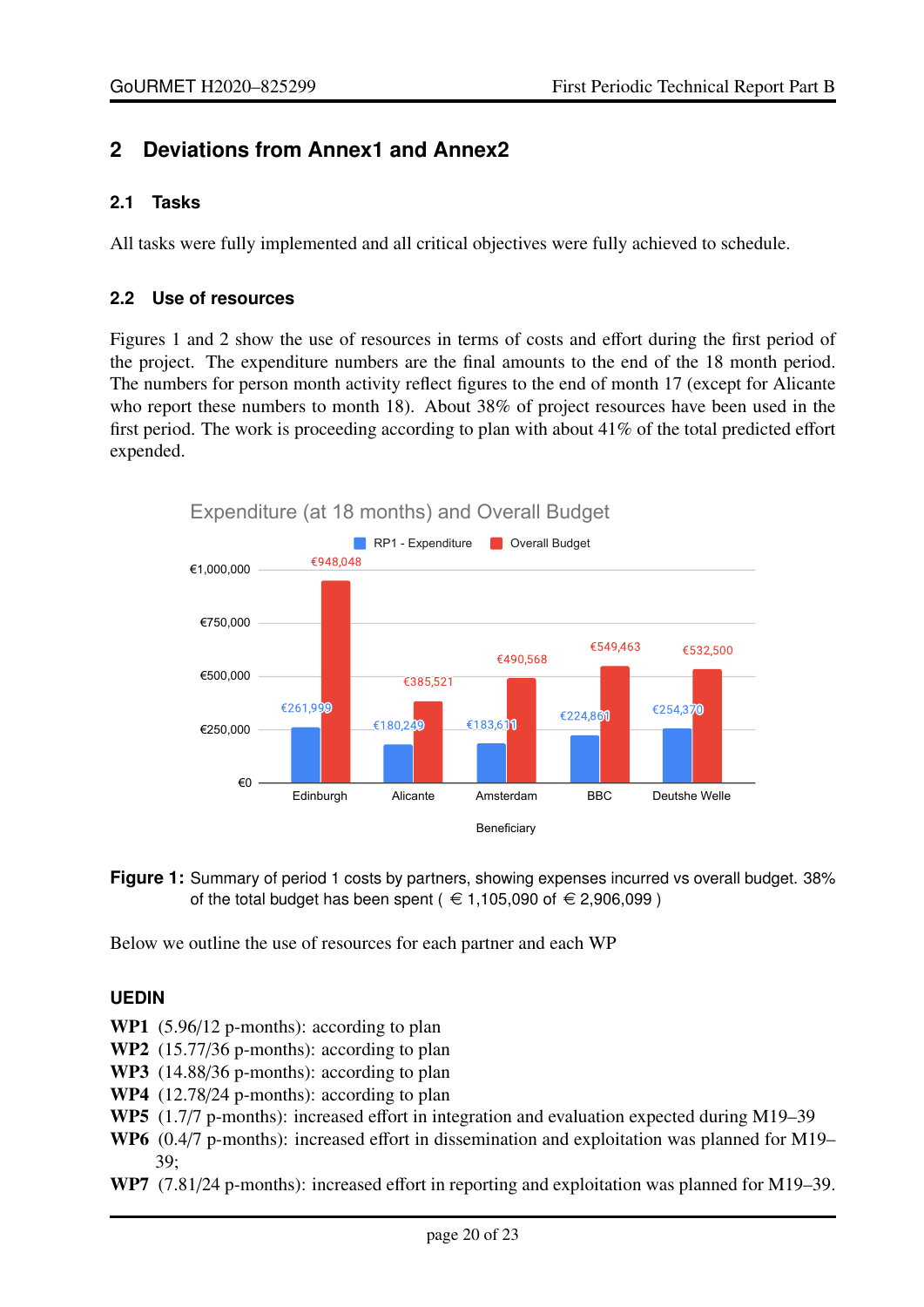## 2 Deviations from Annex1 and Annex2

### 2.1 Tasks

All tasks were fully implemented and all critical objectives were fully achieved to schedule.

### 2.2 Use of resources

Figures 1 and 2 show the use of resources in terms of costs and effort during the first period of the project. The expenditure numbers are the final amounts to the end of the 18 month period. The numbers for person month activity reflect figures to the end of month 17 (except for Alicante who report these numbers to month 18). About 38% of project resources have been used in the first period. The work is proceeding according to plan with about 41% of the total predicted effort expended.

Expenditure (at 18 months) and Overall Budget

| Beneficiary | RP1 - Expenditure | Overall Budget |
|---|---|---|
| Edinburgh | €261,999 | €948,048 |
| Alicante | €180,249 | €385,521 |
| Amsterdam | €183,611 | €490,568 |
| BBC | €224,861 | €549,463 |
| Deutshe Welle | €254,370 | €532,500 |

**Figure 1:** Summary of period 1 costs by partners, showing expenses incurred vs overall budget. 38% of the total budget has been spent ( € 1,105,090 of € 2,906,099 )

Below we outline the use of resources for each partner and each WP

#### UEDIN

**WP1** (5.96/12 p-months): according to plan
**WP2** (15.77/36 p-months): according to plan
**WP3** (14.88/36 p-months): according to plan
**WP4** (12.78/24 p-months): according to plan
**WP5** (1.7/7 p-months): increased effort in integration and evaluation expected during M19–39
**WP6** (0.4/7 p-months): increased effort in dissemination and exploitation was planned for M19–39;
**WP7** (7.81/24 p-months): increased effort in reporting and exploitation was planned for M19–39.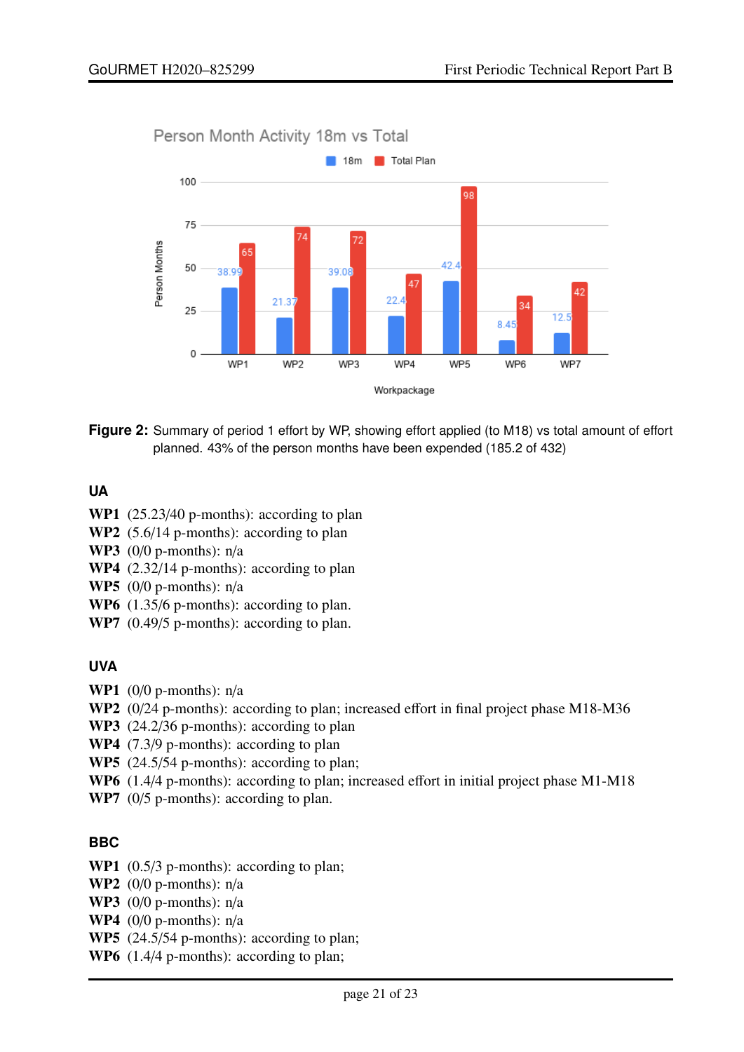**Figure 2:** Summary of period 1 effort by WP, showing effort applied (to M18) vs total amount of effort planned. 43% of the person months have been expended (185.2 of 432)

### UA

**WP1** (25.23/40 p-months): according to plan
**WP2** (5.6/14 p-months): according to plan
**WP3** (0/0 p-months): n/a
**WP4** (2.32/14 p-months): according to plan
**WP5** (0/0 p-months): n/a
**WP6** (1.35/6 p-months): according to plan.
**WP7** (0.49/5 p-months): according to plan.

### UVA

**WP1** (0/0 p-months): n/a
**WP2** (0/24 p-months): according to plan; increased effort in final project phase M18-M36
**WP3** (24.2/36 p-months): according to plan
**WP4** (7.3/9 p-months): according to plan
**WP5** (24.5/54 p-months): according to plan;
**WP6** (1.4/4 p-months): according to plan; increased effort in initial project phase M1-M18
**WP7** (0/5 p-months): according to plan.

### BBC

**WP1** (0.5/3 p-months): according to plan;
**WP2** (0/0 p-months): n/a
**WP3** (0/0 p-months): n/a
**WP4** (0/0 p-months): n/a
**WP5** (24.5/54 p-months): according to plan;
**WP6** (1.4/4 p-months): according to plan;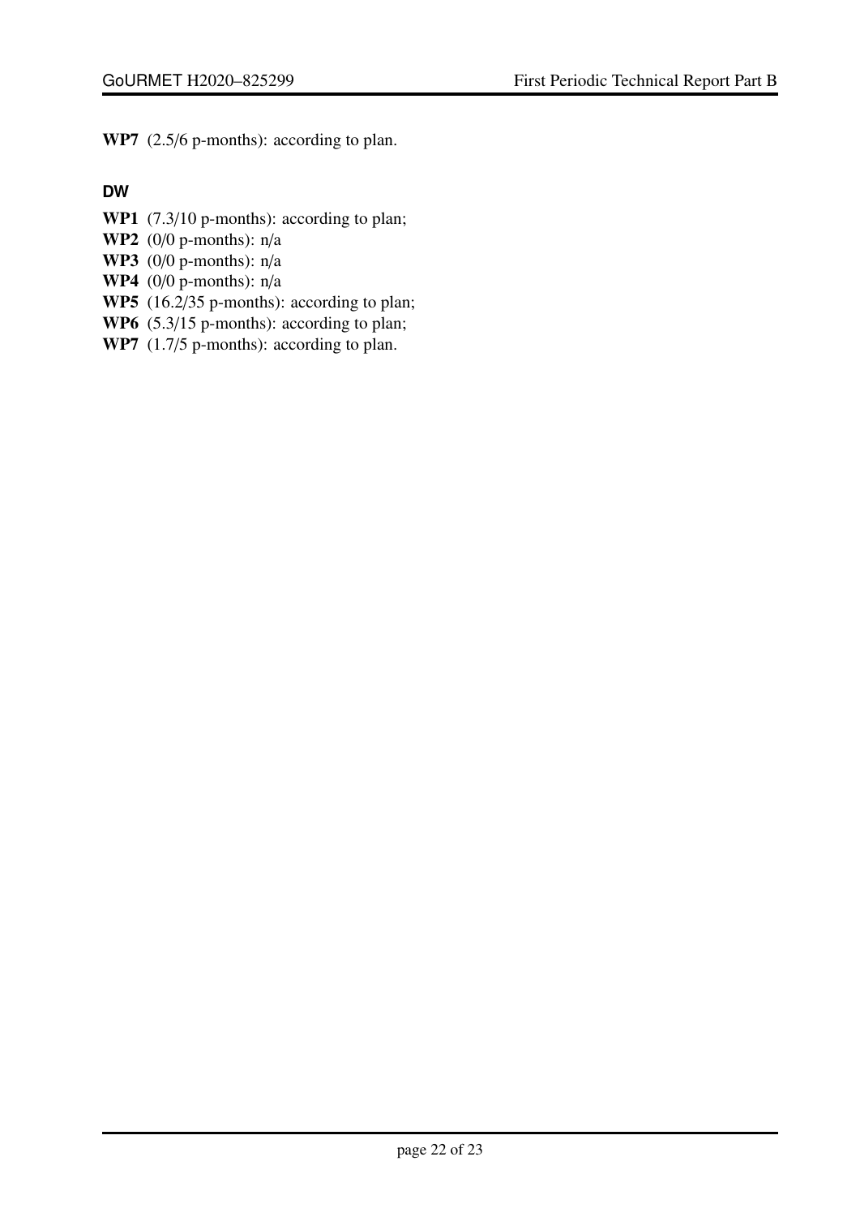**WP7** (2.5/6 p-months): according to plan.

### DW

**WP1** (7.3/10 p-months): according to plan;
**WP2** (0/0 p-months): n/a
**WP3** (0/0 p-months): n/a
**WP4** (0/0 p-months): n/a
**WP5** (16.2/35 p-months): according to plan;
**WP6** (5.3/15 p-months): according to plan;
**WP7** (1.7/5 p-months): according to plan.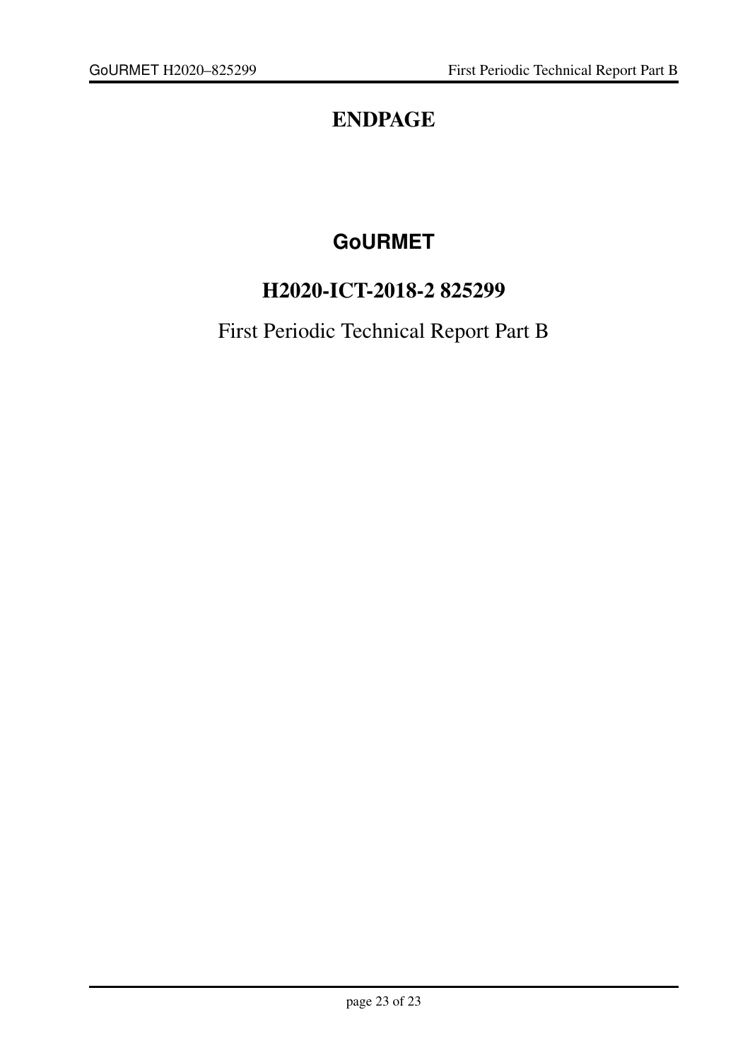# ENDPAGE

## GoURMET

## H2020-ICT-2018-2 825299

First Periodic Technical Report Part B